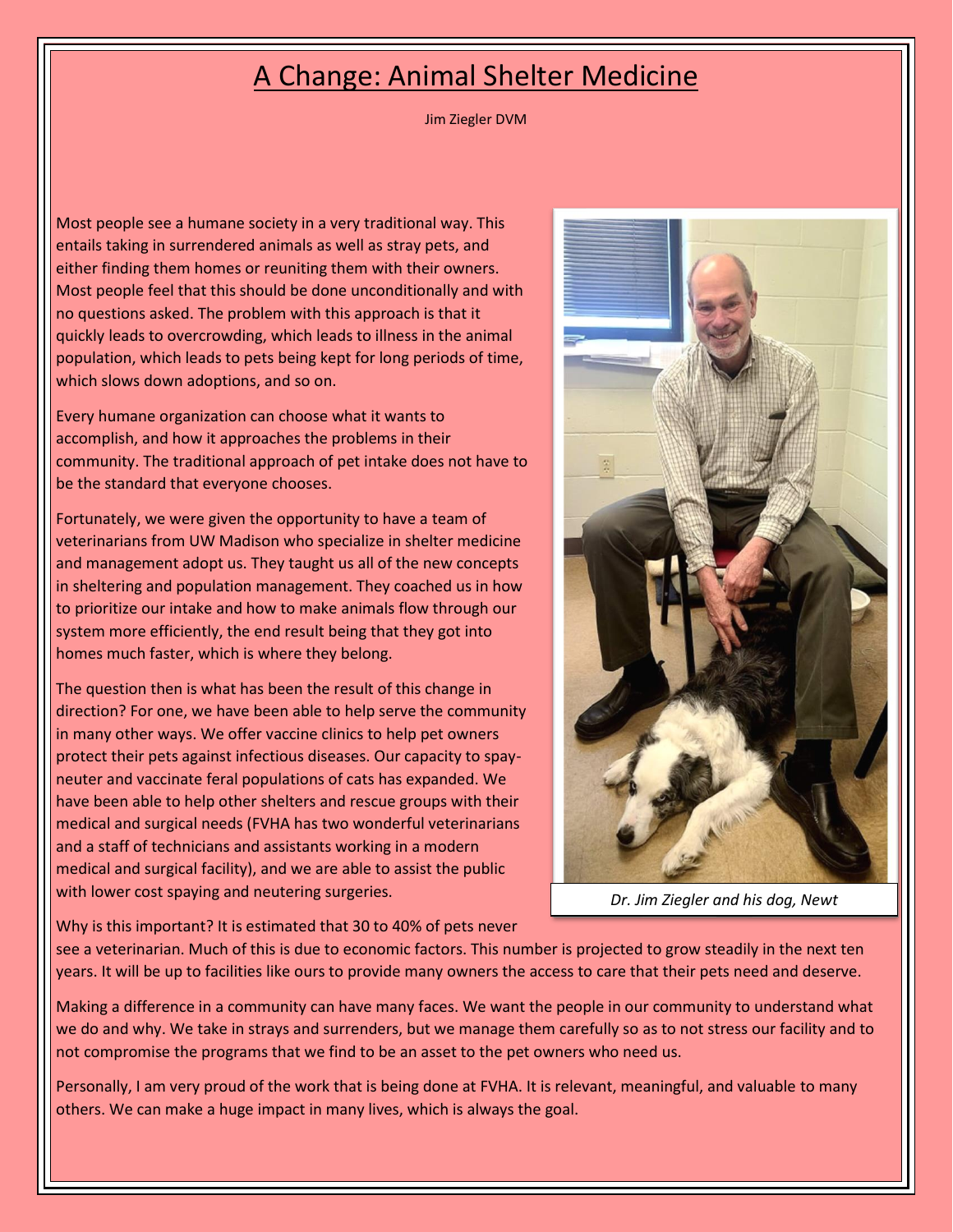# A Change: Animal Shelter Medicine

Jim Ziegler DVM

Most people see a humane society in a very traditional way. This entails taking in surrendered animals as well as stray pets, and either finding them homes or reuniting them with their owners. Most people feel that this should be done unconditionally and with no questions asked. The problem with this approach is that it quickly leads to overcrowding, which leads to illness in the animal population, which leads to pets being kept for long periods of time, which slows down adoptions, and so on.

Every humane organization can choose what it wants to accomplish, and how it approaches the problems in their community. The traditional approach of pet intake does not have to be the standard that everyone chooses.

Fortunately, we were given the opportunity to have a team of veterinarians from UW Madison who specialize in shelter medicine and management adopt us. They taught us all of the new concepts in sheltering and population management. They coached us in how to prioritize our intake and how to make animals flow through our system more efficiently, the end result being that they got into homes much faster, which is where they belong.

The question then is what has been the result of this change in direction? For one, we have been able to help serve the community in many other ways. We offer vaccine clinics to help pet owners protect their pets against infectious diseases. Our capacity to spay-neuter and vaccinate feral populations of cats has expanded. We have been able to help other shelters and rescue groups with their medical and surgical needs (FVHA has two wonderful veterinarians and a staff of technicians and assistants working in a modern medical and surgical facility), and we are able to assist the public with lower cost spaying and neutering surgeries.

*Dr. Jim Ziegler and his dog, Newt*

Why is this important? It is estimated that 30 to 40% of pets never see a veterinarian. Much of this is due to economic factors. This number is projected to grow steadily in the next ten years. It will be up to facilities like ours to provide many owners the access to care that their pets need and deserve.

Making a difference in a community can have many faces. We want the people in our community to understand what we do and why. We take in strays and surrenders, but we manage them carefully so as to not stress our facility and to not compromise the programs that we find to be an asset to the pet owners who need us.

Personally, I am very proud of the work that is being done at FVHA. It is relevant, meaningful, and valuable to many others. We can make a huge impact in many lives, which is always the goal.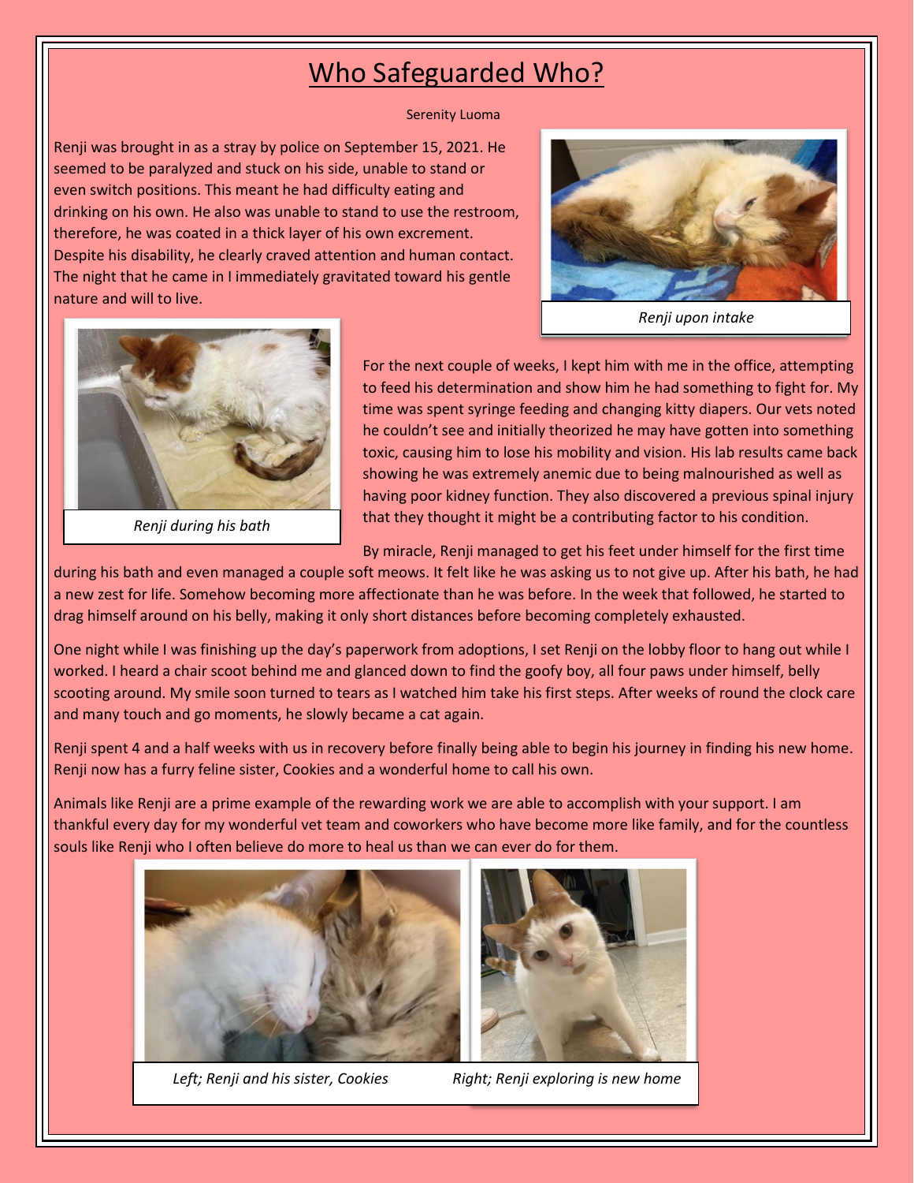# Who Safeguarded Who?

Serenity Luoma

Renji was brought in as a stray by police on September 15, 2021. He seemed to be paralyzed and stuck on his side, unable to stand or even switch positions. This meant he had difficulty eating and drinking on his own. He also was unable to stand to use the restroom, therefore, he was coated in a thick layer of his own excrement. Despite his disability, he clearly craved attention and human contact. The night that he came in I immediately gravitated toward his gentle nature and will to live.

*Renji upon intake*

*Renji during his bath*

For the next couple of weeks, I kept him with me in the office, attempting to feed his determination and show him he had something to fight for. My time was spent syringe feeding and changing kitty diapers. Our vets noted he couldn't see and initially theorized he may have gotten into something toxic, causing him to lose his mobility and vision. His lab results came back showing he was extremely anemic due to being malnourished as well as having poor kidney function. They also discovered a previous spinal injury that they thought it might be a contributing factor to his condition.

By miracle, Renji managed to get his feet under himself for the first time during his bath and even managed a couple soft meows. It felt like he was asking us to not give up. After his bath, he had a new zest for life. Somehow becoming more affectionate than he was before. In the week that followed, he started to drag himself around on his belly, making it only short distances before becoming completely exhausted.

One night while I was finishing up the day's paperwork from adoptions, I set Renji on the lobby floor to hang out while I worked. I heard a chair scoot behind me and glanced down to find the goofy boy, all four paws under himself, belly scooting around. My smile soon turned to tears as I watched him take his first steps. After weeks of round the clock care and many touch and go moments, he slowly became a cat again.

Renji spent 4 and a half weeks with us in recovery before finally being able to begin his journey in finding his new home. Renji now has a furry feline sister, Cookies and a wonderful home to call his own.

Animals like Renji are a prime example of the rewarding work we are able to accomplish with your support. I am thankful every day for my wonderful vet team and coworkers who have become more like family, and for the countless souls like Renji who I often believe do more to heal us than we can ever do for them.

*Left; Renji and his sister, Cookies*　　*Right; Renji exploring is new home*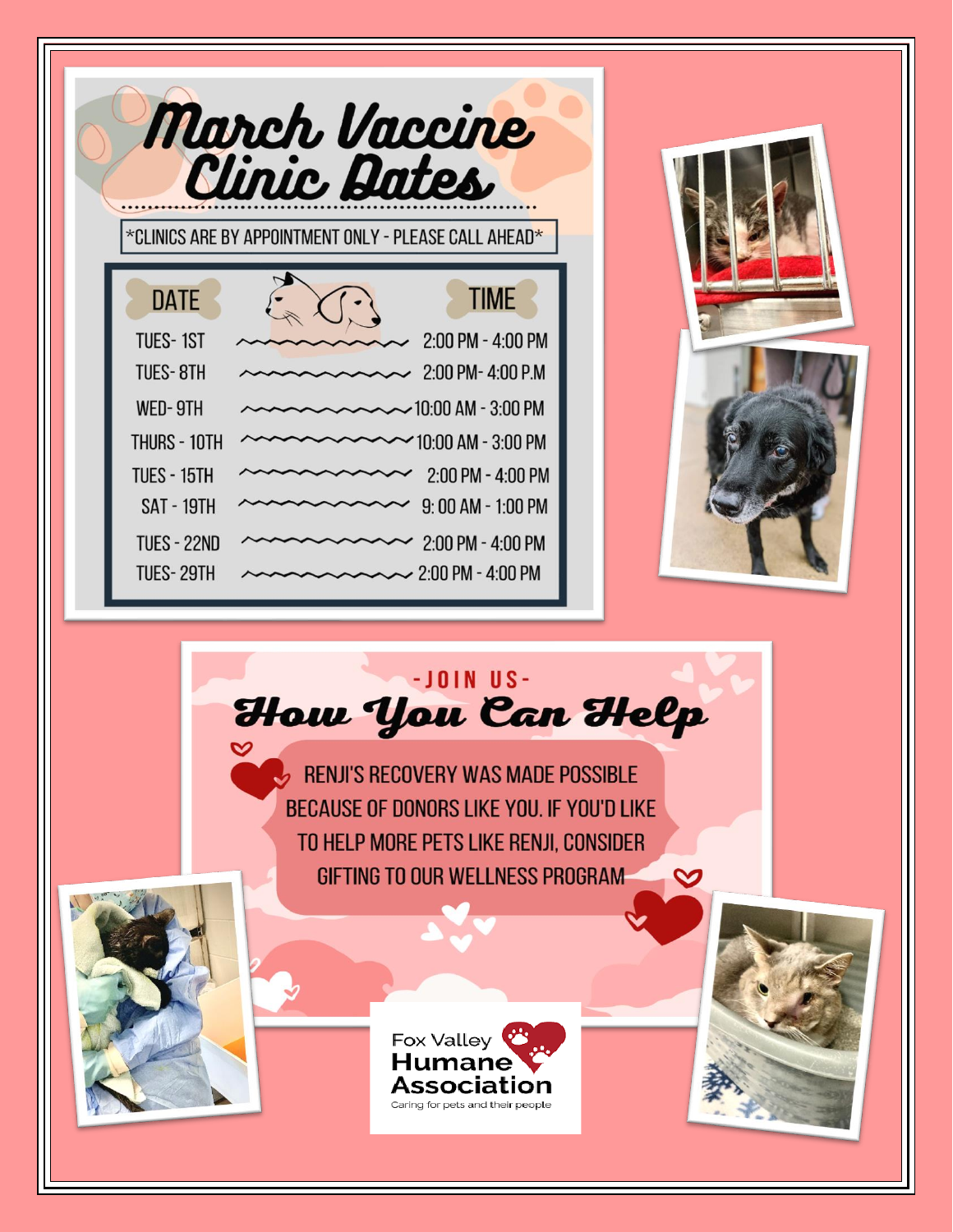# March Vaccine Clinic Dates

*CLINICS ARE BY APPOINTMENT ONLY - PLEASE CALL AHEAD*

| DATE | TIME |
| --- | --- |
| TUES- 1ST | 2:00 PM - 4:00 PM |
| TUES- 8TH | 2:00 PM- 4:00 P.M |
| WED- 9TH | 10:00 AM - 3:00 PM |
| THURS - 10TH | 10:00 AM - 3:00 PM |
| TUES - 15TH | 2:00 PM - 4:00 PM |
| SAT - 19TH | 9: 00 AM - 1:00 PM |
| TUES - 22ND | 2:00 PM - 4:00 PM |
| TUES- 29TH | 2:00 PM - 4:00 PM |

-JOIN US-

## How You Can Help

RENJI'S RECOVERY WAS MADE POSSIBLE BECAUSE OF DONORS LIKE YOU. IF YOU'D LIKE TO HELP MORE PETS LIKE RENJI, CONSIDER GIFTING TO OUR WELLNESS PROGRAM

Fox Valley Humane Association

Caring for pets and their people